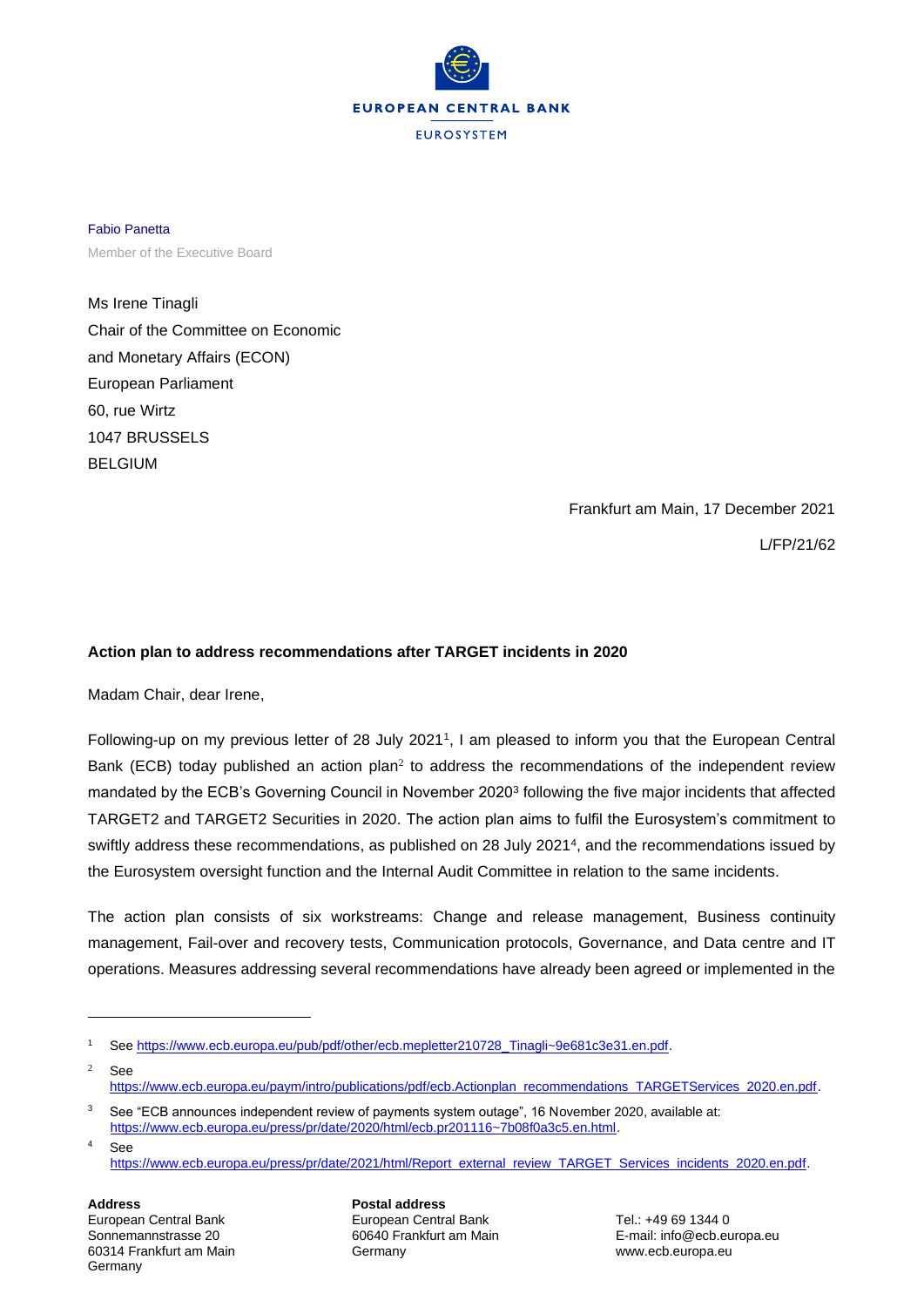EUROPEAN CENTRAL BANK

EUROSYSTEM

Fabio Panetta

Member of the Executive Board

Ms Irene Tinagli
Chair of the Committee on Economic
and Monetary Affairs (ECON)
European Parliament
60, rue Wirtz
1047 BRUSSELS
BELGIUM

Frankfurt am Main, 17 December 2021

L/FP/21/62

**Action plan to address recommendations after TARGET incidents in 2020**

Madam Chair, dear Irene,

Following-up on my previous letter of 28 July 2021[1], I am pleased to inform you that the European Central Bank (ECB) today published an action plan[2] to address the recommendations of the independent review mandated by the ECB's Governing Council in November 2020[3] following the five major incidents that affected TARGET2 and TARGET2 Securities in 2020. The action plan aims to fulfil the Eurosystem's commitment to swiftly address these recommendations, as published on 28 July 2021[4], and the recommendations issued by the Eurosystem oversight function and the Internal Audit Committee in relation to the same incidents.

The action plan consists of six workstreams: Change and release management, Business continuity management, Fail-over and recovery tests, Communication protocols, Governance, and Data centre and IT operations. Measures addressing several recommendations have already been agreed or implemented in the

---

[1] See https://www.ecb.europa.eu/pub/pdf/other/ecb.mepletter210728_Tinagli~9e681c3e31.en.pdf.

[2] See https://www.ecb.europa.eu/paym/intro/publications/pdf/ecb.Actionplan_recommendations_TARGETServices_2020.en.pdf.

[3] See "ECB announces independent review of payments system outage", 16 November 2020, available at: https://www.ecb.europa.eu/press/pr/date/2020/html/ecb.pr201116~7b08f0a3c5.en.html.

[4] See https://www.ecb.europa.eu/press/pr/date/2021/html/Report_external_review_TARGET_Services_incidents_2020.en.pdf.

**Address**
European Central Bank
Sonnemannstrasse 20
60314 Frankfurt am Main
Germany

**Postal address**
European Central Bank
60640 Frankfurt am Main
Germany

Tel.: +49 69 1344 0
E-mail: info@ecb.europa.eu
www.ecb.europa.eu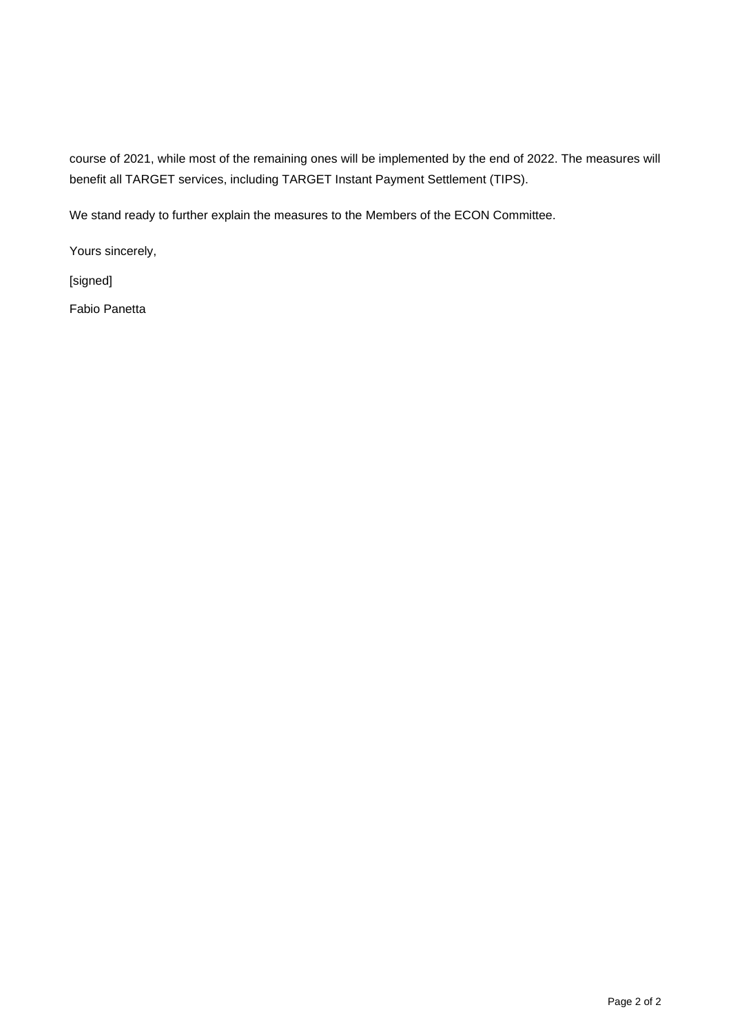course of 2021, while most of the remaining ones will be implemented by the end of 2022. The measures will benefit all TARGET services, including TARGET Instant Payment Settlement (TIPS).

We stand ready to further explain the measures to the Members of the ECON Committee.

Yours sincerely,

[signed]

Fabio Panetta